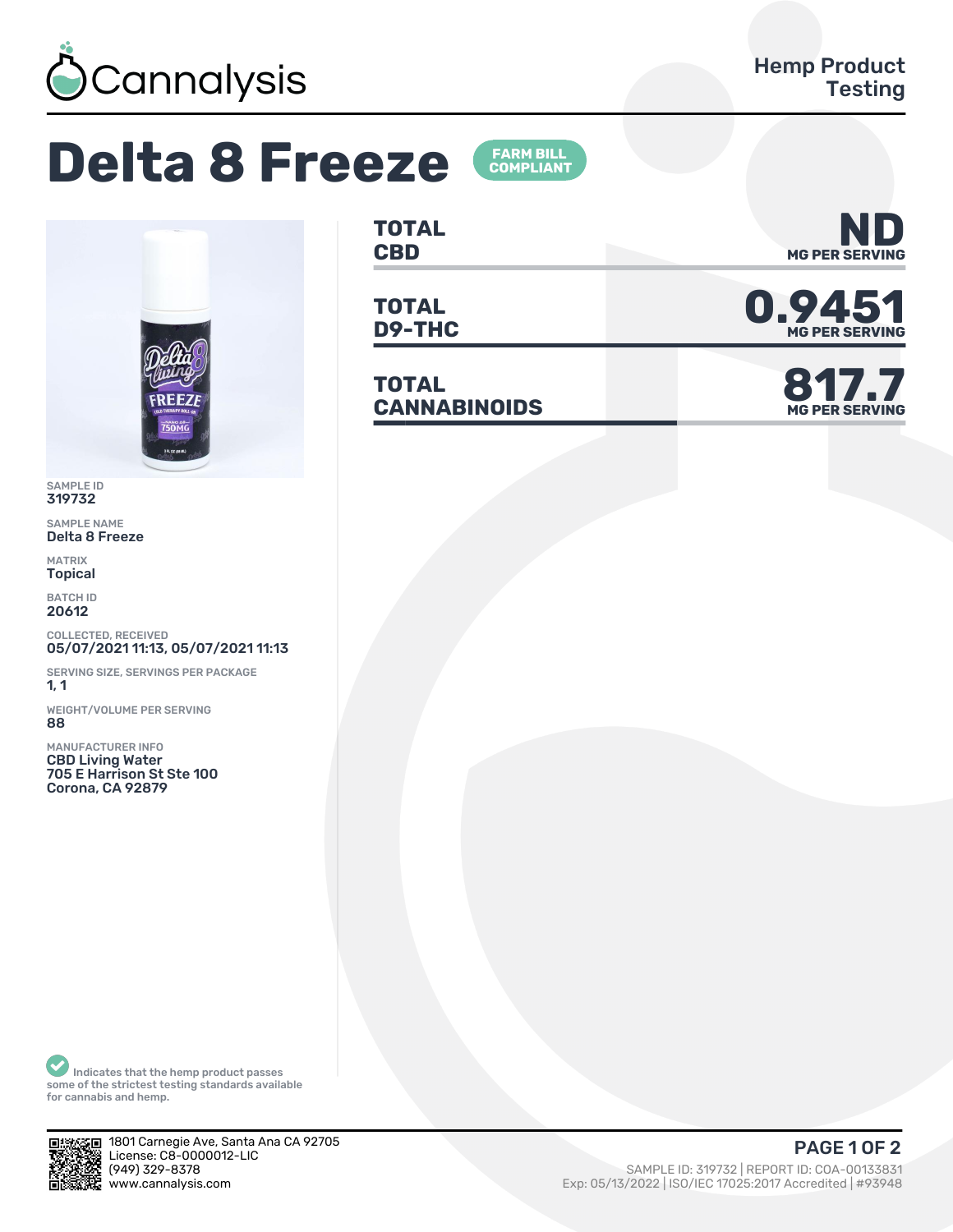Cannalysis

Hemp Product Testing

# Delta 8 Freeze

FARM BILL COMPLIANT

| | | |
|---|---|---|
| TOTAL CBD | ND | MG PER SERVING |
| TOTAL D9-THC | 0.9451 | MG PER SERVING |
| TOTAL CANNABINOIDS | 817.7 | MG PER SERVING |

SAMPLE ID
319732

SAMPLE NAME
Delta 8 Freeze

MATRIX
Topical

BATCH ID
20612

COLLECTED, RECEIVED
05/07/2021 11:13, 05/07/2021 11:13

SERVING SIZE, SERVINGS PER PACKAGE
1, 1

WEIGHT/VOLUME PER SERVING
88

MANUFACTURER INFO
CBD Living Water
705 E Harrison St Ste 100
Corona, CA 92879

Indicates that the hemp product passes some of the strictest testing standards available for cannabis and hemp.

1801 Carnegie Ave, Santa Ana CA 92705
License: C8-0000012-LIC
(949) 329-8378
www.cannalysis.com

SAMPLE ID: 319732 | REPORT ID: COA-00133831
Exp: 05/13/2022 | ISO/IEC 17025:2017 Accredited | #93948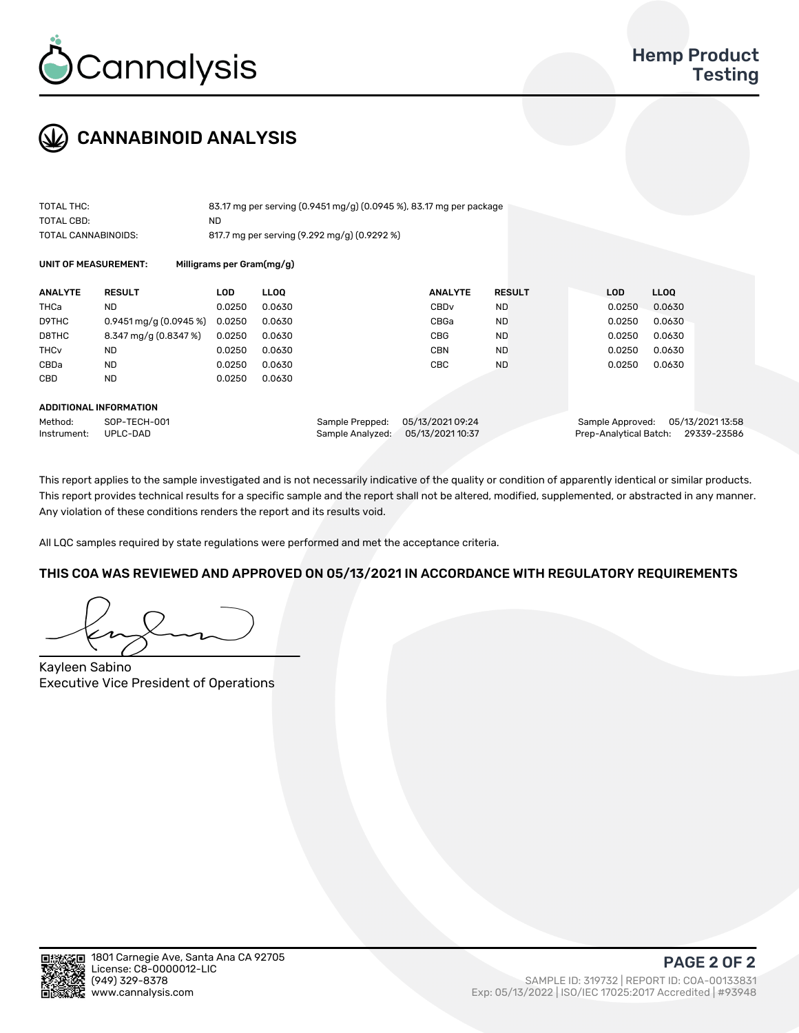Cannalysis

Hemp Product Testing

## CANNABINOID ANALYSIS

| | |
|---|---|
| TOTAL THC: | 83.17 mg per serving (0.9451 mg/g) (0.0945 %), 83.17 mg per package |
| TOTAL CBD: | ND |
| TOTAL CANNABINOIDS: | 817.7 mg per serving (9.292 mg/g) (0.9292 %) |

**UNIT OF MEASUREMENT:** Milligrams per Gram(mg/g)

| ANALYTE | RESULT | LOD | LLOQ | ANALYTE | RESULT | LOD | LLOQ |
|---|---|---|---|---|---|---|---|
| THCa | ND | 0.0250 | 0.0630 | CBDv | ND | 0.0250 | 0.0630 |
| D9THC | 0.9451 mg/g (0.0945 %) | 0.0250 | 0.0630 | CBGa | ND | 0.0250 | 0.0630 |
| D8THC | 8.347 mg/g (0.8347 %) | 0.0250 | 0.0630 | CBG | ND | 0.0250 | 0.0630 |
| THCv | ND | 0.0250 | 0.0630 | CBN | ND | 0.0250 | 0.0630 |
| CBDa | ND | 0.0250 | 0.0630 | CBC | ND | 0.0250 | 0.0630 |
| CBD | ND | 0.0250 | 0.0630 | | | | |

**ADDITIONAL INFORMATION**

| | | | | | |
|---|---|---|---|---|---|
| Method: | SOP-TECH-001 | Sample Prepped: | 05/13/2021 09:24 | Sample Approved: | 05/13/2021 13:58 |
| Instrument: | UPLC-DAD | Sample Analyzed: | 05/13/2021 10:37 | Prep-Analytical Batch: | 29339-23586 |

This report applies to the sample investigated and is not necessarily indicative of the quality or condition of apparently identical or similar products. This report provides technical results for a specific sample and the report shall not be altered, modified, supplemented, or abstracted in any manner. Any violation of these conditions renders the report and its results void.

All LQC samples required by state regulations were performed and met the acceptance criteria.

**THIS COA WAS REVIEWED AND APPROVED ON 05/13/2021 IN ACCORDANCE WITH REGULATORY REQUIREMENTS**

Kayleen Sabino
Executive Vice President of Operations

1801 Carnegie Ave, Santa Ana CA 92705
License: C8-0000012-LIC
(949) 329-8378
www.cannalysis.com

SAMPLE ID: 319732 | REPORT ID: COA-00133831
Exp: 05/13/2022 | ISO/IEC 17025:2017 Accredited | #93948